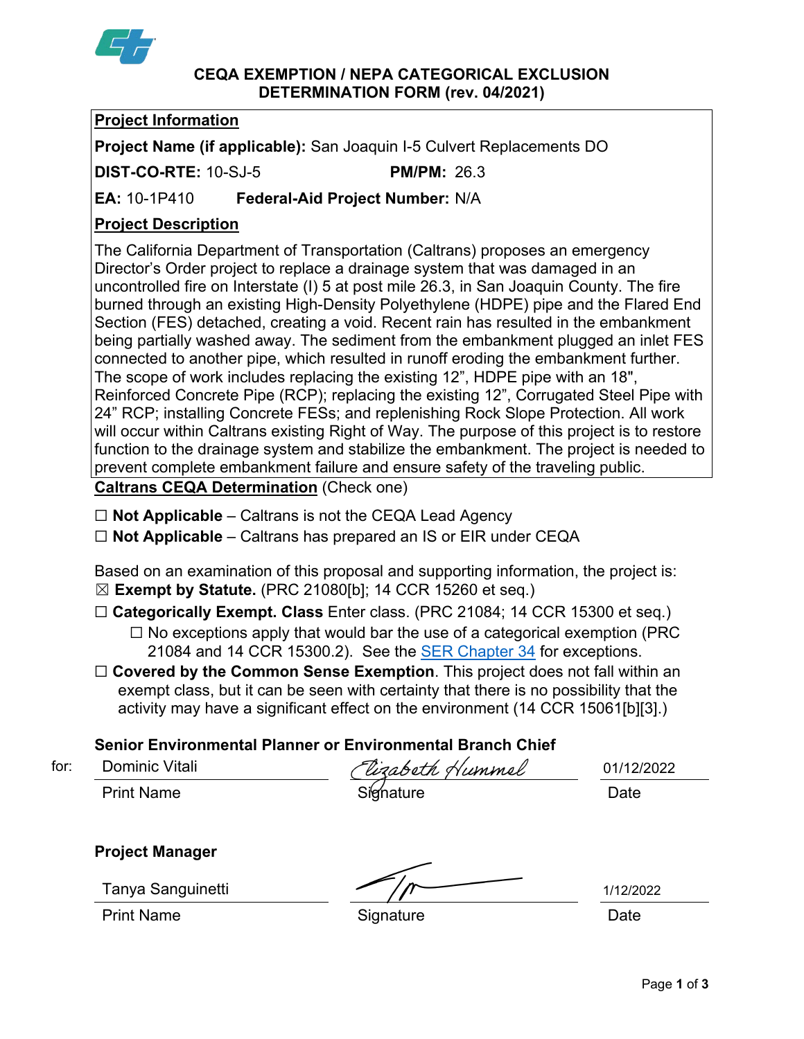# CEQA EXEMPTION / NEPA CATEGORICAL EXCLUSION DETERMINATION FORM (rev. 04/2021)

## Project Information

**Project Name (if applicable):** San Joaquin I-5 Culvert Replacements DO

**DIST-CO-RTE:** 10-SJ-5 **PM/PM:** 26.3

**EA:** 10-1P410 **Federal-Aid Project Number:** N/A

## Project Description

The California Department of Transportation (Caltrans) proposes an emergency Director's Order project to replace a drainage system that was damaged in an uncontrolled fire on Interstate (I) 5 at post mile 26.3, in San Joaquin County. The fire burned through an existing High-Density Polyethylene (HDPE) pipe and the Flared End Section (FES) detached, creating a void. Recent rain has resulted in the embankment being partially washed away. The sediment from the embankment plugged an inlet FES connected to another pipe, which resulted in runoff eroding the embankment further. The scope of work includes replacing the existing 12", HDPE pipe with an 18", Reinforced Concrete Pipe (RCP); replacing the existing 12", Corrugated Steel Pipe with 24" RCP; installing Concrete FESs; and replenishing Rock Slope Protection. All work will occur within Caltrans existing Right of Way. The purpose of this project is to restore function to the drainage system and stabilize the embankment. The project is needed to prevent complete embankment failure and ensure safety of the traveling public.

## Caltrans CEQA Determination (Check one)

☐ **Not Applicable** – Caltrans is not the CEQA Lead Agency

☐ **Not Applicable** – Caltrans has prepared an IS or EIR under CEQA

Based on an examination of this proposal and supporting information, the project is:

☒ **Exempt by Statute.** (PRC 21080[b]; 14 CCR 15260 et seq.)

☐ **Categorically Exempt. Class** Enter class. (PRC 21084; 14 CCR 15300 et seq.)

☐ No exceptions apply that would bar the use of a categorical exemption (PRC 21084 and 14 CCR 15300.2). See the SER Chapter 34 for exceptions.

☐ **Covered by the Common Sense Exemption**. This project does not fall within an exempt class, but it can be seen with certainty that there is no possibility that the activity may have a significant effect on the environment (14 CCR 15061[b][3].)

**Senior Environmental Planner or Environmental Branch Chief**

| | Print Name | Signature | Date |
|---|---|---|---|
| for: | Dominic Vitali | Elizabeth Hummel | 01/12/2022 |

**Project Manager**

| Print Name | Signature | Date |
|---|---|---|
| Tanya Sanguinetti | [Signature] | 1/12/2022 |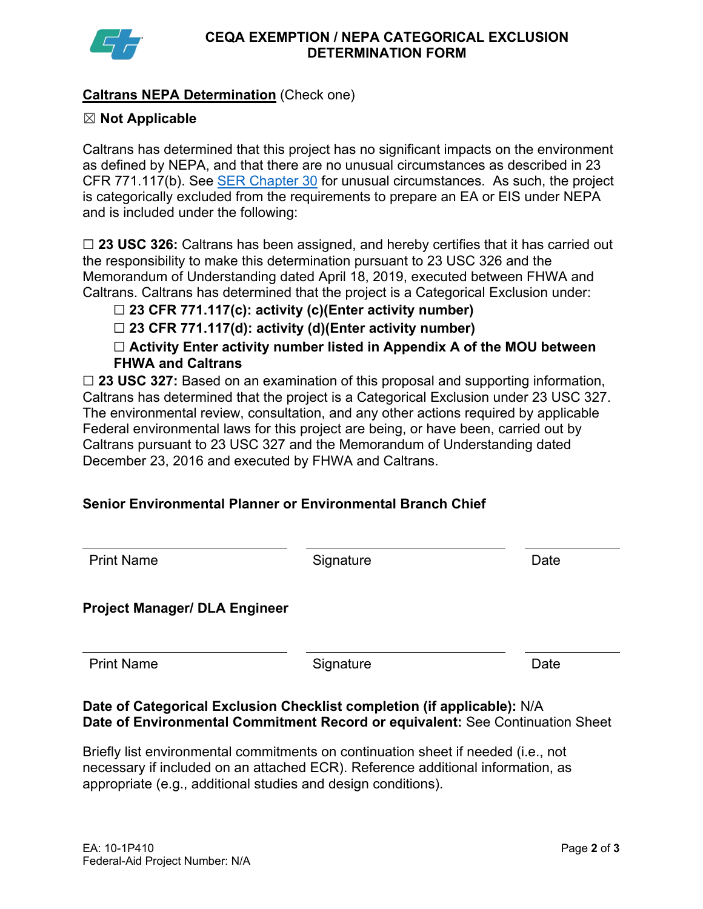# CEQA EXEMPTION / NEPA CATEGORICAL EXCLUSION DETERMINATION FORM

**Caltrans NEPA Determination** (Check one)

☒ **Not Applicable**

Caltrans has determined that this project has no significant impacts on the environment as defined by NEPA, and that there are no unusual circumstances as described in 23 CFR 771.117(b). See SER Chapter 30 for unusual circumstances. As such, the project is categorically excluded from the requirements to prepare an EA or EIS under NEPA and is included under the following:

☐ **23 USC 326:** Caltrans has been assigned, and hereby certifies that it has carried out the responsibility to make this determination pursuant to 23 USC 326 and the Memorandum of Understanding dated April 18, 2019, executed between FHWA and Caltrans. Caltrans has determined that the project is a Categorical Exclusion under:

- ☐ **23 CFR 771.117(c): activity (c)(Enter activity number)**
- ☐ **23 CFR 771.117(d): activity (d)(Enter activity number)**
- ☐ **Activity Enter activity number listed in Appendix A of the MOU between FHWA and Caltrans**

☐ **23 USC 327:** Based on an examination of this proposal and supporting information, Caltrans has determined that the project is a Categorical Exclusion under 23 USC 327. The environmental review, consultation, and any other actions required by applicable Federal environmental laws for this project are being, or have been, carried out by Caltrans pursuant to 23 USC 327 and the Memorandum of Understanding dated December 23, 2016 and executed by FHWA and Caltrans.

**Senior Environmental Planner or Environmental Branch Chief**

| Print Name | Signature | Date |
|---|---|---|

**Project Manager/ DLA Engineer**

| Print Name | Signature | Date |
|---|---|---|

**Date of Categorical Exclusion Checklist completion (if applicable):** N/A
**Date of Environmental Commitment Record or equivalent:** See Continuation Sheet

Briefly list environmental commitments on continuation sheet if needed (i.e., not necessary if included on an attached ECR). Reference additional information, as appropriate (e.g., additional studies and design conditions).

EA: 10-1P410
Federal-Aid Project Number: N/A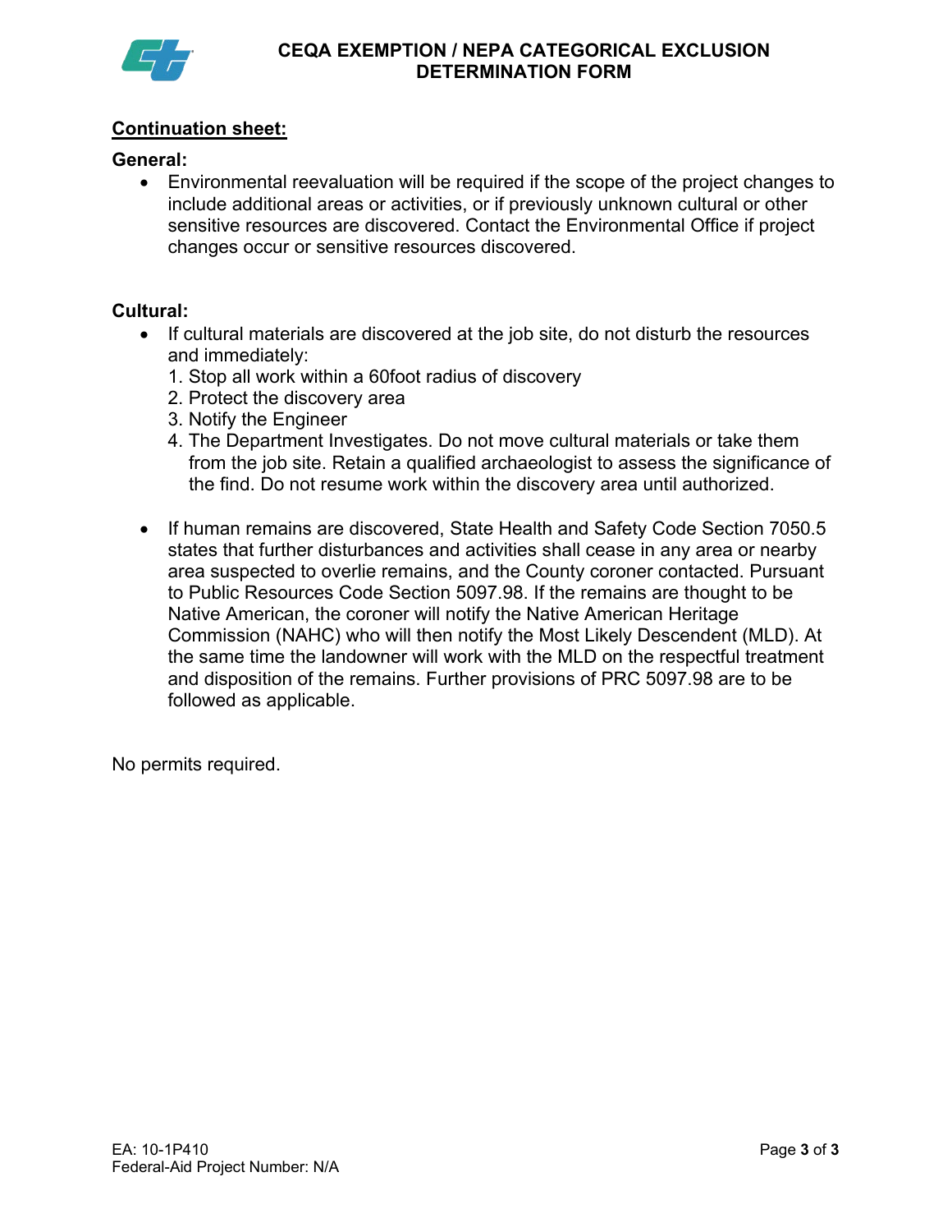## Continuation sheet:

### General:

- Environmental reevaluation will be required if the scope of the project changes to include additional areas or activities, or if previously unknown cultural or other sensitive resources are discovered. Contact the Environmental Office if project changes occur or sensitive resources discovered.

### Cultural:

- If cultural materials are discovered at the job site, do not disturb the resources and immediately:
  1. Stop all work within a 60foot radius of discovery
  2. Protect the discovery area
  3. Notify the Engineer
  4. The Department Investigates. Do not move cultural materials or take them from the job site. Retain a qualified archaeologist to assess the significance of the find. Do not resume work within the discovery area until authorized.

- If human remains are discovered, State Health and Safety Code Section 7050.5 states that further disturbances and activities shall cease in any area or nearby area suspected to overlie remains, and the County coroner contacted. Pursuant to Public Resources Code Section 5097.98. If the remains are thought to be Native American, the coroner will notify the Native American Heritage Commission (NAHC) who will then notify the Most Likely Descendent (MLD). At the same time the landowner will work with the MLD on the respectful treatment and disposition of the remains. Further provisions of PRC 5097.98 are to be followed as applicable.

No permits required.

EA: 10-1P410
Federal-Aid Project Number: N/A